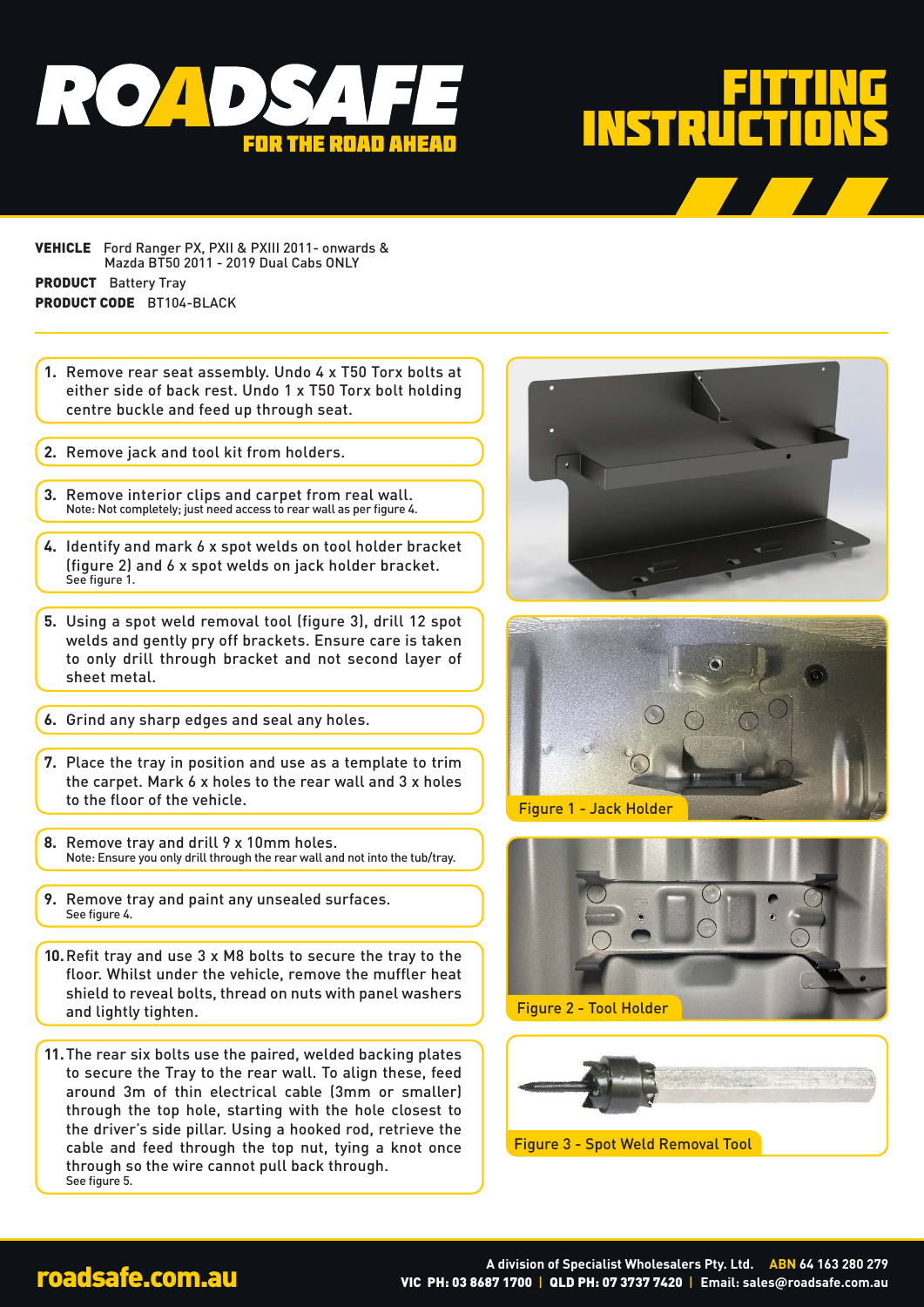# ROADSAFE

FOR THE ROAD AHEAD

# FITTING INSTRUCTIONS

**VEHICLE** Ford Ranger PX, PXII & PXIII 2011- onwards & Mazda BT50 2011 - 2019 Dual Cabs ONLY

**PRODUCT** Battery Tray

**PRODUCT CODE** BT104-BLACK

---

1. Remove rear seat assembly. Undo 4 x T50 Torx bolts at either side of back rest. Undo 1 x T50 Torx bolt holding centre buckle and feed up through seat.
2. Remove jack and tool kit from holders.
3. Remove interior clips and carpet from real wall.
   Note: Not completely; just need access to rear wall as per figure 4.
4. Identify and mark 6 x spot welds on tool holder bracket (figure 2) and 6 x spot welds on jack holder bracket.
   See figure 1.
5. Using a spot weld removal tool (figure 3), drill 12 spot welds and gently pry off brackets. Ensure care is taken to only drill through bracket and not second layer of sheet metal.
6. Grind any sharp edges and seal any holes.
7. Place the tray in position and use as a template to trim the carpet. Mark 6 x holes to the rear wall and 3 x holes to the floor of the vehicle.
8. Remove tray and drill 9 x 10mm holes.
   Note: Ensure you only drill through the rear wall and not into the tub/tray.
9. Remove tray and paint any unsealed surfaces.
   See figure 4.
10. Refit tray and use 3 x M8 bolts to secure the tray to the floor. Whilst under the vehicle, remove the muffler heat shield to reveal bolts, thread on nuts with panel washers and lightly tighten.
11. The rear six bolts use the paired, welded backing plates to secure the Tray to the rear wall. To align these, feed around 3m of thin electrical cable (3mm or smaller) through the top hole, starting with the hole closest to the driver's side pillar. Using a hooked rod, retrieve the cable and feed through the top nut, tying a knot once through so the wire cannot pull back through.
    See figure 5.

Figure 1 - Jack Holder

Figure 2 - Tool Holder

Figure 3 - Spot Weld Removal Tool

roadsafe.com.au

A division of Specialist Wholesalers Pty. Ltd. ABN 64 163 280 279

VIC PH: 03 8687 1700 | QLD PH: 07 3737 7420 | Email: sales@roadsafe.com.au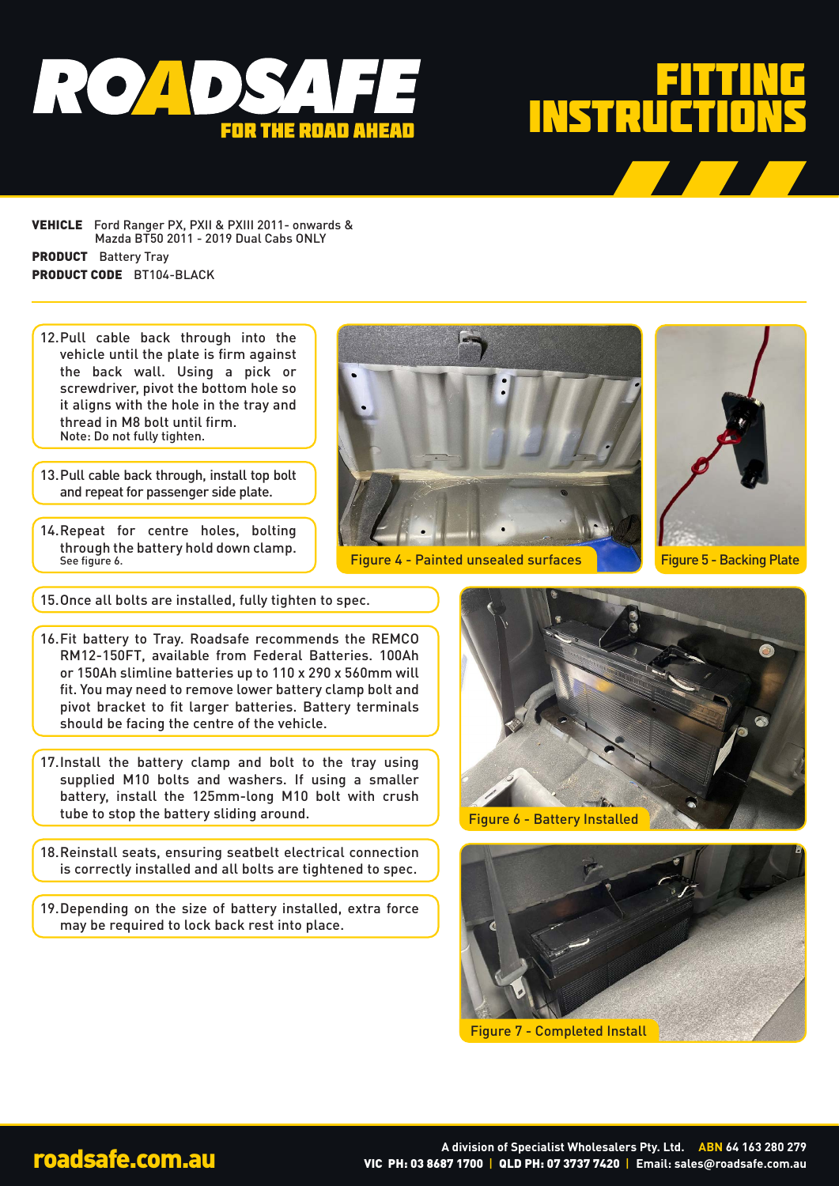# ROADSAFE

FOR THE ROAD AHEAD

# FITTING INSTRUCTIONS

**VEHICLE** Ford Ranger PX, PXII & PXIII 2011- onwards & Mazda BT50 2011 - 2019 Dual Cabs ONLY

**PRODUCT** Battery Tray

**PRODUCT CODE** BT104-BLACK

12. Pull cable back through into the vehicle until the plate is firm against the back wall. Using a pick or screwdriver, pivot the bottom hole so it aligns with the hole in the tray and thread in M8 bolt until firm. Note: Do not fully tighten.
13. Pull cable back through, install top bolt and repeat for passenger side plate.
14. Repeat for centre holes, bolting through the battery hold down clamp. See figure 6.

Figure 4 - Painted unsealed surfaces

Figure 5 - Backing Plate

15. Once all bolts are installed, fully tighten to spec.
16. Fit battery to Tray. Roadsafe recommends the REMCO RM12-150FT, available from Federal Batteries. 100Ah or 150Ah slimline batteries up to 110 x 290 x 560mm will fit. You may need to remove lower battery clamp bolt and pivot bracket to fit larger batteries. Battery terminals should be facing the centre of the vehicle.
17. Install the battery clamp and bolt to the tray using supplied M10 bolts and washers. If using a smaller battery, install the 125mm-long M10 bolt with crush tube to stop the battery sliding around.
18. Reinstall seats, ensuring seatbelt electrical connection is correctly installed and all bolts are tightened to spec.
19. Depending on the size of battery installed, extra force may be required to lock back rest into place.

Figure 6 - Battery Installed

Figure 7 - Completed Install

roadsafe.com.au

A division of Specialist Wholesalers Pty. Ltd. ABN 64 163 280 279

VIC PH: 03 8687 1700 | QLD PH: 07 3737 7420 | Email: sales@roadsafe.com.au